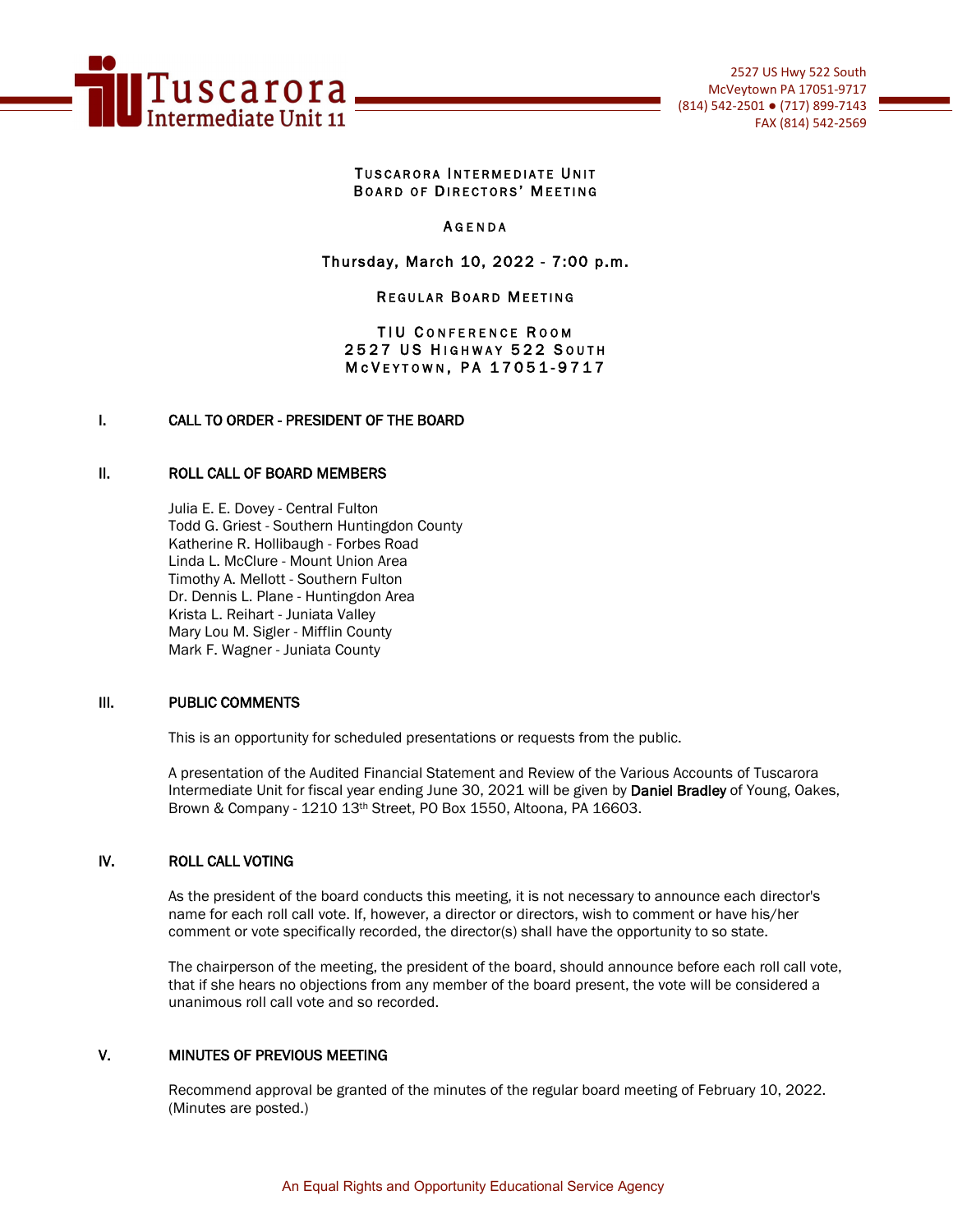Tuscarora Intermediate Unit 11

2527 US Hwy 522 South
McVeytown PA 17051-9717
(814) 542-2501 ● (717) 899-7143
FAX (814) 542-2569

# TUSCARORA INTERMEDIATE UNIT
# BOARD OF DIRECTORS' MEETING

## AGENDA

**Thursday, March 10, 2022 - 7:00 p.m.**

**REGULAR BOARD MEETING**

**TIU CONFERENCE ROOM**
**2527 US HIGHWAY 522 SOUTH**
**MCVEYTOWN, PA 17051-9717**

## I. CALL TO ORDER - PRESIDENT OF THE BOARD

## II. ROLL CALL OF BOARD MEMBERS

Julia E. E. Dovey - Central Fulton
Todd G. Griest - Southern Huntingdon County
Katherine R. Hollibaugh - Forbes Road
Linda L. McClure - Mount Union Area
Timothy A. Mellott - Southern Fulton
Dr. Dennis L. Plane - Huntingdon Area
Krista L. Reihart - Juniata Valley
Mary Lou M. Sigler - Mifflin County
Mark F. Wagner - Juniata County

## III. PUBLIC COMMENTS

This is an opportunity for scheduled presentations or requests from the public.

A presentation of the Audited Financial Statement and Review of the Various Accounts of Tuscarora Intermediate Unit for fiscal year ending June 30, 2021 will be given by **Daniel Bradley** of Young, Oakes, Brown & Company - 1210 13th Street, PO Box 1550, Altoona, PA 16603.

## IV. ROLL CALL VOTING

As the president of the board conducts this meeting, it is not necessary to announce each director's name for each roll call vote. If, however, a director or directors, wish to comment or have his/her comment or vote specifically recorded, the director(s) shall have the opportunity to so state.

The chairperson of the meeting, the president of the board, should announce before each roll call vote, that if she hears no objections from any member of the board present, the vote will be considered a unanimous roll call vote and so recorded.

## V. MINUTES OF PREVIOUS MEETING

Recommend approval be granted of the minutes of the regular board meeting of February 10, 2022. (Minutes are posted.)

An Equal Rights and Opportunity Educational Service Agency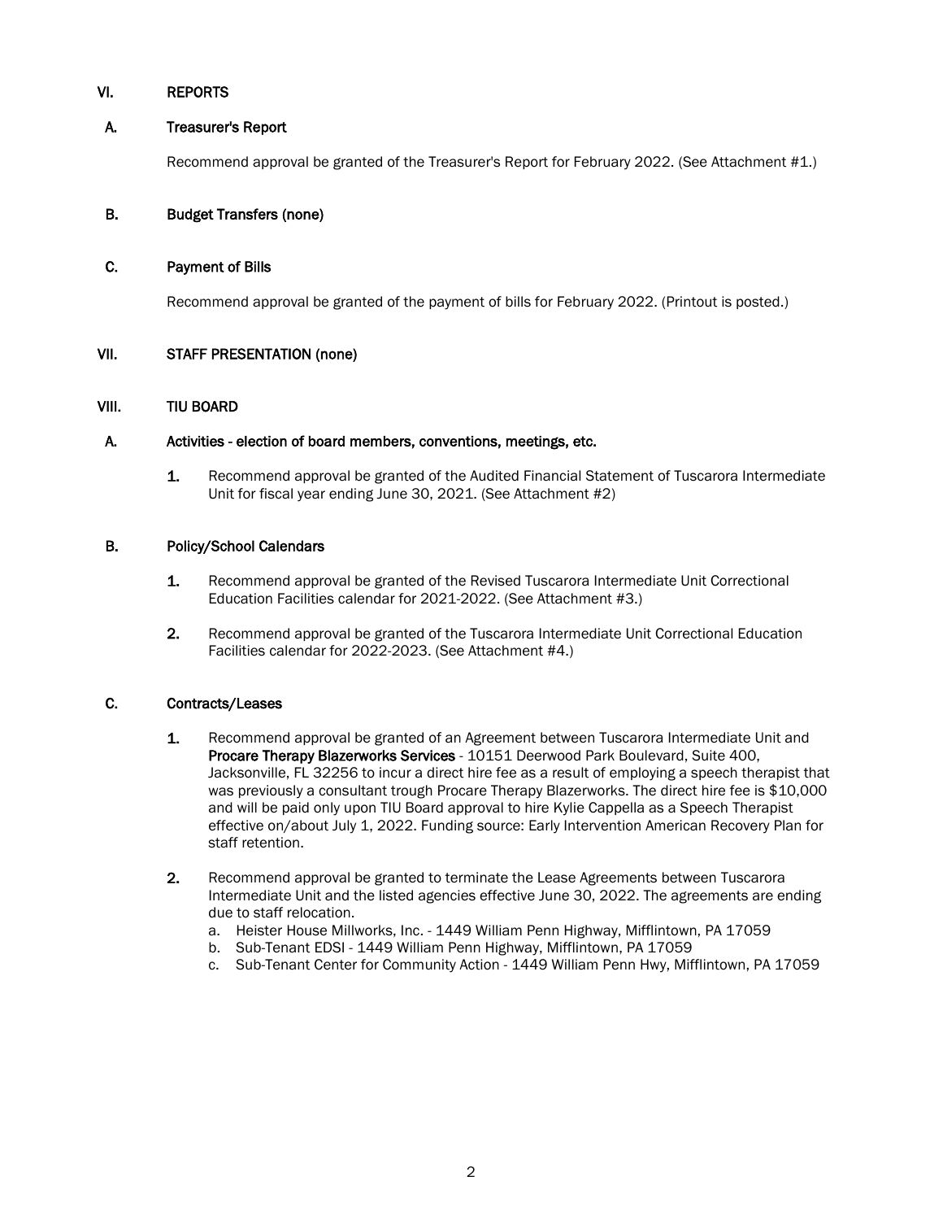## VI. REPORTS

### A. Treasurer's Report

Recommend approval be granted of the Treasurer's Report for February 2022. (See Attachment #1.)

### B. Budget Transfers (none)

### C. Payment of Bills

Recommend approval be granted of the payment of bills for February 2022. (Printout is posted.)

## VII. STAFF PRESENTATION (none)

## VIII. TIU BOARD

### A. Activities - election of board members, conventions, meetings, etc.

1. Recommend approval be granted of the Audited Financial Statement of Tuscarora Intermediate Unit for fiscal year ending June 30, 2021. (See Attachment #2)

### B. Policy/School Calendars

1. Recommend approval be granted of the Revised Tuscarora Intermediate Unit Correctional Education Facilities calendar for 2021-2022. (See Attachment #3.)

2. Recommend approval be granted of the Tuscarora Intermediate Unit Correctional Education Facilities calendar for 2022-2023. (See Attachment #4.)

### C. Contracts/Leases

1. Recommend approval be granted of an Agreement between Tuscarora Intermediate Unit and **Procare Therapy Blazerworks Services** - 10151 Deerwood Park Boulevard, Suite 400, Jacksonville, FL 32256 to incur a direct hire fee as a result of employing a speech therapist that was previously a consultant trough Procare Therapy Blazerworks. The direct hire fee is $10,000 and will be paid only upon TIU Board approval to hire Kylie Cappella as a Speech Therapist effective on/about July 1, 2022. Funding source: Early Intervention American Recovery Plan for staff retention.

2. Recommend approval be granted to terminate the Lease Agreements between Tuscarora Intermediate Unit and the listed agencies effective June 30, 2022. The agreements are ending due to staff relocation.
   a. Heister House Millworks, Inc. - 1449 William Penn Highway, Mifflintown, PA 17059
   b. Sub-Tenant EDSI - 1449 William Penn Highway, Mifflintown, PA 17059
   c. Sub-Tenant Center for Community Action - 1449 William Penn Hwy, Mifflintown, PA 17059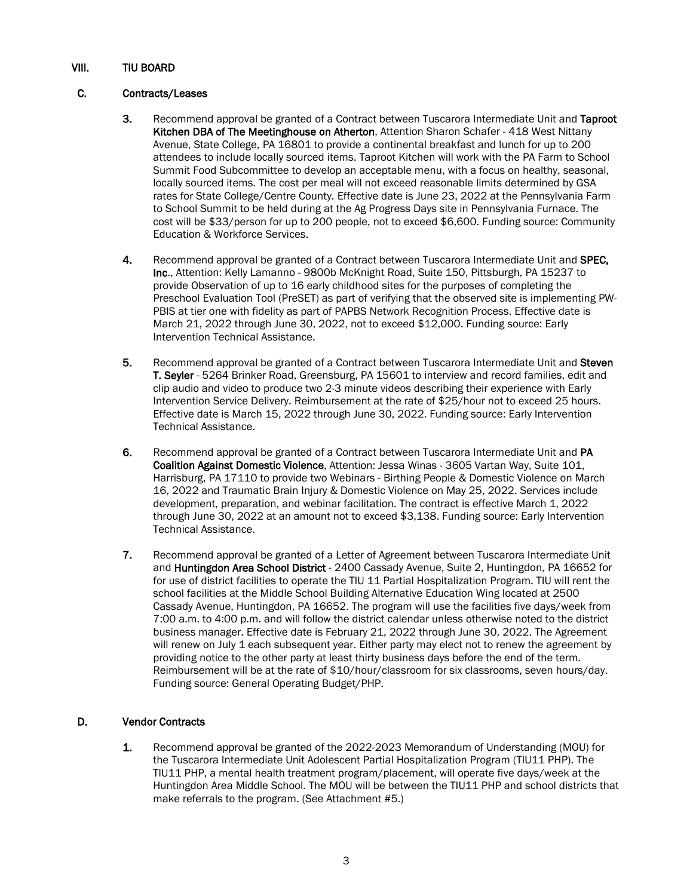## VIII. TIU BOARD

### C. Contracts/Leases

3. Recommend approval be granted of a Contract between Tuscarora Intermediate Unit and **Taproot Kitchen DBA of The Meetinghouse on Atherton**, Attention Sharon Schafer - 418 West Nittany Avenue, State College, PA 16801 to provide a continental breakfast and lunch for up to 200 attendees to include locally sourced items. Taproot Kitchen will work with the PA Farm to School Summit Food Subcommittee to develop an acceptable menu, with a focus on healthy, seasonal, locally sourced items. The cost per meal will not exceed reasonable limits determined by GSA rates for State College/Centre County. Effective date is June 23, 2022 at the Pennsylvania Farm to School Summit to be held during at the Ag Progress Days site in Pennsylvania Furnace. The cost will be $33/person for up to 200 people, not to exceed $6,600. Funding source: Community Education & Workforce Services.

4. Recommend approval be granted of a Contract between Tuscarora Intermediate Unit and **SPEC, Inc.**, Attention: Kelly Lamanno - 9800b McKnight Road, Suite 150, Pittsburgh, PA 15237 to provide Observation of up to 16 early childhood sites for the purposes of completing the Preschool Evaluation Tool (PreSET) as part of verifying that the observed site is implementing PW-PBIS at tier one with fidelity as part of PAPBS Network Recognition Process. Effective date is March 21, 2022 through June 30, 2022, not to exceed $12,000. Funding source: Early Intervention Technical Assistance.

5. Recommend approval be granted of a Contract between Tuscarora Intermediate Unit and **Steven T. Seyler** - 5264 Brinker Road, Greensburg, PA 15601 to interview and record families, edit and clip audio and video to produce two 2-3 minute videos describing their experience with Early Intervention Service Delivery. Reimbursement at the rate of $25/hour not to exceed 25 hours. Effective date is March 15, 2022 through June 30, 2022. Funding source: Early Intervention Technical Assistance.

6. Recommend approval be granted of a Contract between Tuscarora Intermediate Unit and **PA Coalition Against Domestic Violence**, Attention: Jessa Winas - 3605 Vartan Way, Suite 101, Harrisburg, PA 17110 to provide two Webinars - Birthing People & Domestic Violence on March 16, 2022 and Traumatic Brain Injury & Domestic Violence on May 25, 2022. Services include development, preparation, and webinar facilitation. The contract is effective March 1, 2022 through June 30, 2022 at an amount not to exceed $3,138. Funding source: Early Intervention Technical Assistance.

7. Recommend approval be granted of a Letter of Agreement between Tuscarora Intermediate Unit and **Huntingdon Area School District** - 2400 Cassady Avenue, Suite 2, Huntingdon, PA 16652 for for use of district facilities to operate the TIU 11 Partial Hospitalization Program. TIU will rent the school facilities at the Middle School Building Alternative Education Wing located at 2500 Cassady Avenue, Huntingdon, PA 16652. The program will use the facilities five days/week from 7:00 a.m. to 4:00 p.m. and will follow the district calendar unless otherwise noted to the district business manager. Effective date is February 21, 2022 through June 30, 2022. The Agreement will renew on July 1 each subsequent year. Either party may elect not to renew the agreement by providing notice to the other party at least thirty business days before the end of the term. Reimbursement will be at the rate of $10/hour/classroom for six classrooms, seven hours/day. Funding source: General Operating Budget/PHP.

### D. Vendor Contracts

1. Recommend approval be granted of the 2022-2023 Memorandum of Understanding (MOU) for the Tuscarora Intermediate Unit Adolescent Partial Hospitalization Program (TIU11 PHP). The TIU11 PHP, a mental health treatment program/placement, will operate five days/week at the Huntingdon Area Middle School. The MOU will be between the TIU11 PHP and school districts that make referrals to the program. (See Attachment #5.)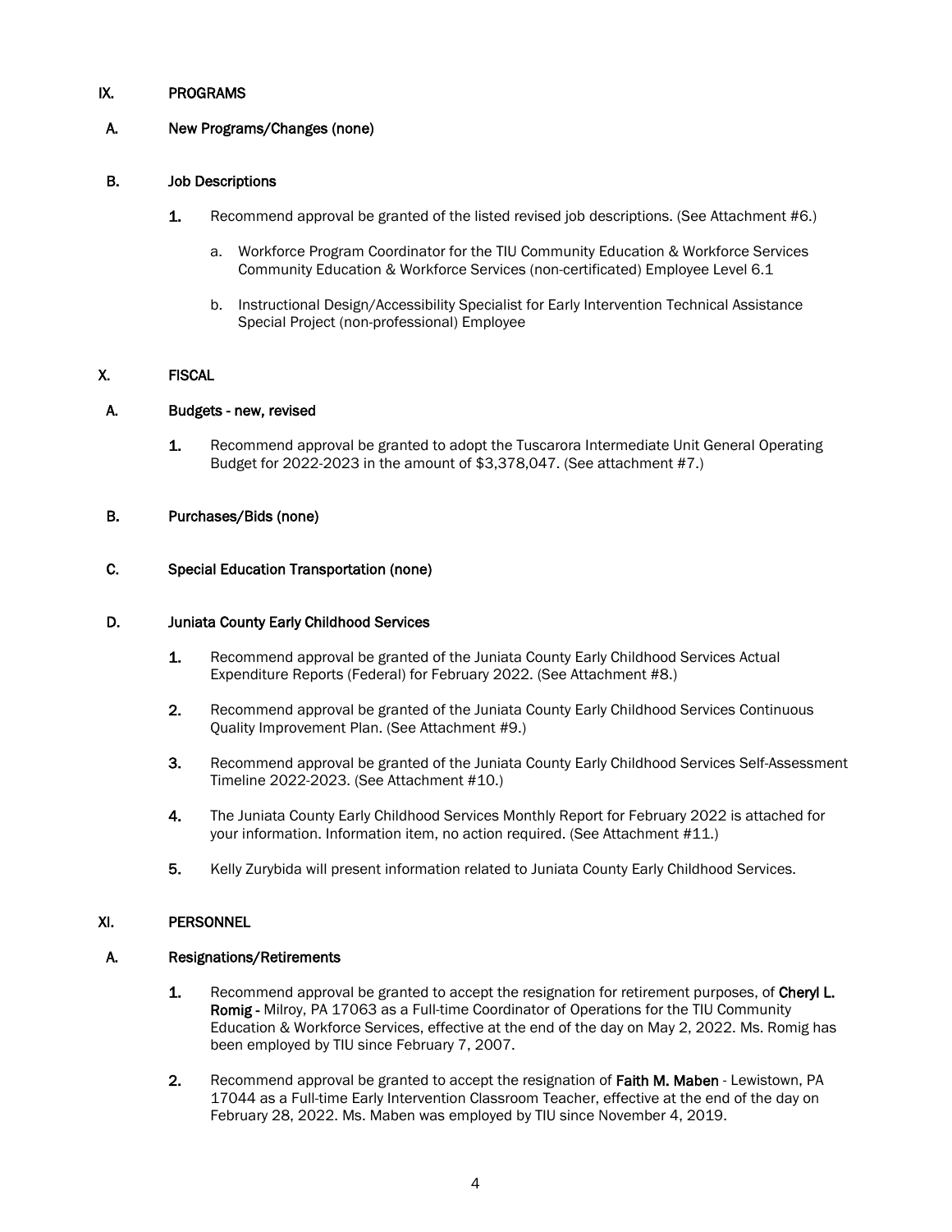## IX. PROGRAMS

### A. New Programs/Changes (none)

### B. Job Descriptions

1. Recommend approval be granted of the listed revised job descriptions. (See Attachment #6.)

   a. Workforce Program Coordinator for the TIU Community Education & Workforce Services Community Education & Workforce Services (non-certificated) Employee Level 6.1

   b. Instructional Design/Accessibility Specialist for Early Intervention Technical Assistance Special Project (non-professional) Employee

## X. FISCAL

### A. Budgets - new, revised

1. Recommend approval be granted to adopt the Tuscarora Intermediate Unit General Operating Budget for 2022-2023 in the amount of $3,378,047. (See attachment #7.)

### B. Purchases/Bids (none)

### C. Special Education Transportation (none)

### D. Juniata County Early Childhood Services

1. Recommend approval be granted of the Juniata County Early Childhood Services Actual Expenditure Reports (Federal) for February 2022. (See Attachment #8.)

2. Recommend approval be granted of the Juniata County Early Childhood Services Continuous Quality Improvement Plan. (See Attachment #9.)

3. Recommend approval be granted of the Juniata County Early Childhood Services Self-Assessment Timeline 2022-2023. (See Attachment #10.)

4. The Juniata County Early Childhood Services Monthly Report for February 2022 is attached for your information. Information item, no action required. (See Attachment #11.)

5. Kelly Zurybida will present information related to Juniata County Early Childhood Services.

## XI. PERSONNEL

### A. Resignations/Retirements

1. Recommend approval be granted to accept the resignation for retirement purposes, of **Cheryl L. Romig** - Milroy, PA 17063 as a Full-time Coordinator of Operations for the TIU Community Education & Workforce Services, effective at the end of the day on May 2, 2022. Ms. Romig has been employed by TIU since February 7, 2007.

2. Recommend approval be granted to accept the resignation of **Faith M. Maben** - Lewistown, PA 17044 as a Full-time Early Intervention Classroom Teacher, effective at the end of the day on February 28, 2022. Ms. Maben was employed by TIU since November 4, 2019.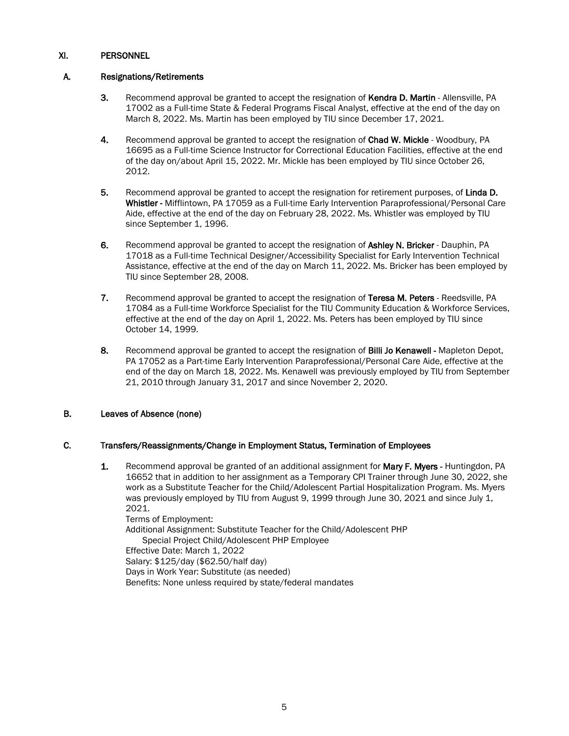## XI. PERSONNEL

### A. Resignations/Retirements

3. Recommend approval be granted to accept the resignation of **Kendra D. Martin** - Allensville, PA 17002 as a Full-time State & Federal Programs Fiscal Analyst, effective at the end of the day on March 8, 2022. Ms. Martin has been employed by TIU since December 17, 2021.

4. Recommend approval be granted to accept the resignation of **Chad W. Mickle** - Woodbury, PA 16695 as a Full-time Science Instructor for Correctional Education Facilities, effective at the end of the day on/about April 15, 2022. Mr. Mickle has been employed by TIU since October 26, 2012.

5. Recommend approval be granted to accept the resignation for retirement purposes, of **Linda D. Whistler** - Mifflintown, PA 17059 as a Full-time Early Intervention Paraprofessional/Personal Care Aide, effective at the end of the day on February 28, 2022. Ms. Whistler was employed by TIU since September 1, 1996.

6. Recommend approval be granted to accept the resignation of **Ashley N. Bricker** - Dauphin, PA 17018 as a Full-time Technical Designer/Accessibility Specialist for Early Intervention Technical Assistance, effective at the end of the day on March 11, 2022. Ms. Bricker has been employed by TIU since September 28, 2008.

7. Recommend approval be granted to accept the resignation of **Teresa M. Peters** - Reedsville, PA 17084 as a Full-time Workforce Specialist for the TIU Community Education & Workforce Services, effective at the end of the day on April 1, 2022. Ms. Peters has been employed by TIU since October 14, 1999.

8. Recommend approval be granted to accept the resignation of **Billi Jo Kenawell** - Mapleton Depot, PA 17052 as a Part-time Early Intervention Paraprofessional/Personal Care Aide, effective at the end of the day on March 18, 2022. Ms. Kenawell was previously employed by TIU from September 21, 2010 through January 31, 2017 and since November 2, 2020.

### B. Leaves of Absence (none)

### C. Transfers/Reassignments/Change in Employment Status, Termination of Employees

1. Recommend approval be granted of an additional assignment for **Mary F. Myers** - Huntingdon, PA 16652 that in addition to her assignment as a Temporary CPI Trainer through June 30, 2022, she work as a Substitute Teacher for the Child/Adolescent Partial Hospitalization Program. Ms. Myers was previously employed by TIU from August 9, 1999 through June 30, 2021 and since July 1, 2021.

   Terms of Employment:
   Additional Assignment: Substitute Teacher for the Child/Adolescent PHP
   Special Project Child/Adolescent PHP Employee
   Effective Date: March 1, 2022
   Salary: $125/day ($62.50/half day)
   Days in Work Year: Substitute (as needed)
   Benefits: None unless required by state/federal mandates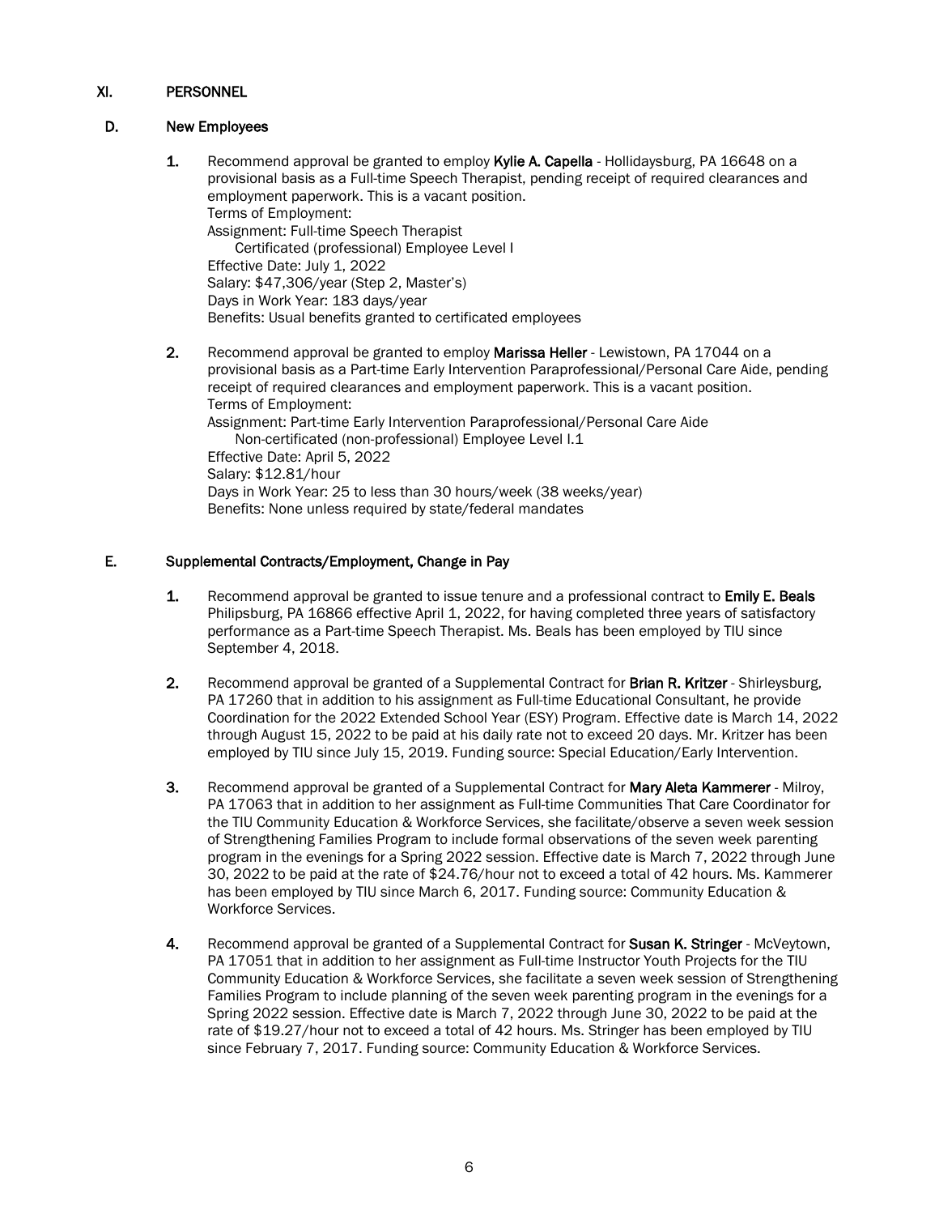## XI. PERSONNEL

### D. New Employees

1. Recommend approval be granted to employ **Kylie A. Capella** - Hollidaysburg, PA 16648 on a provisional basis as a Full-time Speech Therapist, pending receipt of required clearances and employment paperwork. This is a vacant position.
   Terms of Employment:
   Assignment: Full-time Speech Therapist
   Certificated (professional) Employee Level I
   Effective Date: July 1, 2022
   Salary: $47,306/year (Step 2, Master's)
   Days in Work Year: 183 days/year
   Benefits: Usual benefits granted to certificated employees

2. Recommend approval be granted to employ **Marissa Heller** - Lewistown, PA 17044 on a provisional basis as a Part-time Early Intervention Paraprofessional/Personal Care Aide, pending receipt of required clearances and employment paperwork. This is a vacant position.
   Terms of Employment:
   Assignment: Part-time Early Intervention Paraprofessional/Personal Care Aide
   Non-certificated (non-professional) Employee Level I.1
   Effective Date: April 5, 2022
   Salary: $12.81/hour
   Days in Work Year: 25 to less than 30 hours/week (38 weeks/year)
   Benefits: None unless required by state/federal mandates

### E. Supplemental Contracts/Employment, Change in Pay

1. Recommend approval be granted to issue tenure and a professional contract to **Emily E. Beals** Philipsburg, PA 16866 effective April 1, 2022, for having completed three years of satisfactory performance as a Part-time Speech Therapist. Ms. Beals has been employed by TIU since September 4, 2018.

2. Recommend approval be granted of a Supplemental Contract for **Brian R. Kritzer** - Shirleysburg, PA 17260 that in addition to his assignment as Full-time Educational Consultant, he provide Coordination for the 2022 Extended School Year (ESY) Program. Effective date is March 14, 2022 through August 15, 2022 to be paid at his daily rate not to exceed 20 days. Mr. Kritzer has been employed by TIU since July 15, 2019. Funding source: Special Education/Early Intervention.

3. Recommend approval be granted of a Supplemental Contract for **Mary Aleta Kammerer** - Milroy, PA 17063 that in addition to her assignment as Full-time Communities That Care Coordinator for the TIU Community Education & Workforce Services, she facilitate/observe a seven week session of Strengthening Families Program to include formal observations of the seven week parenting program in the evenings for a Spring 2022 session. Effective date is March 7, 2022 through June 30, 2022 to be paid at the rate of $24.76/hour not to exceed a total of 42 hours. Ms. Kammerer has been employed by TIU since March 6, 2017. Funding source: Community Education & Workforce Services.

4. Recommend approval be granted of a Supplemental Contract for **Susan K. Stringer** - McVeytown, PA 17051 that in addition to her assignment as Full-time Instructor Youth Projects for the TIU Community Education & Workforce Services, she facilitate a seven week session of Strengthening Families Program to include planning of the seven week parenting program in the evenings for a Spring 2022 session. Effective date is March 7, 2022 through June 30, 2022 to be paid at the rate of $19.27/hour not to exceed a total of 42 hours. Ms. Stringer has been employed by TIU since February 7, 2017. Funding source: Community Education & Workforce Services.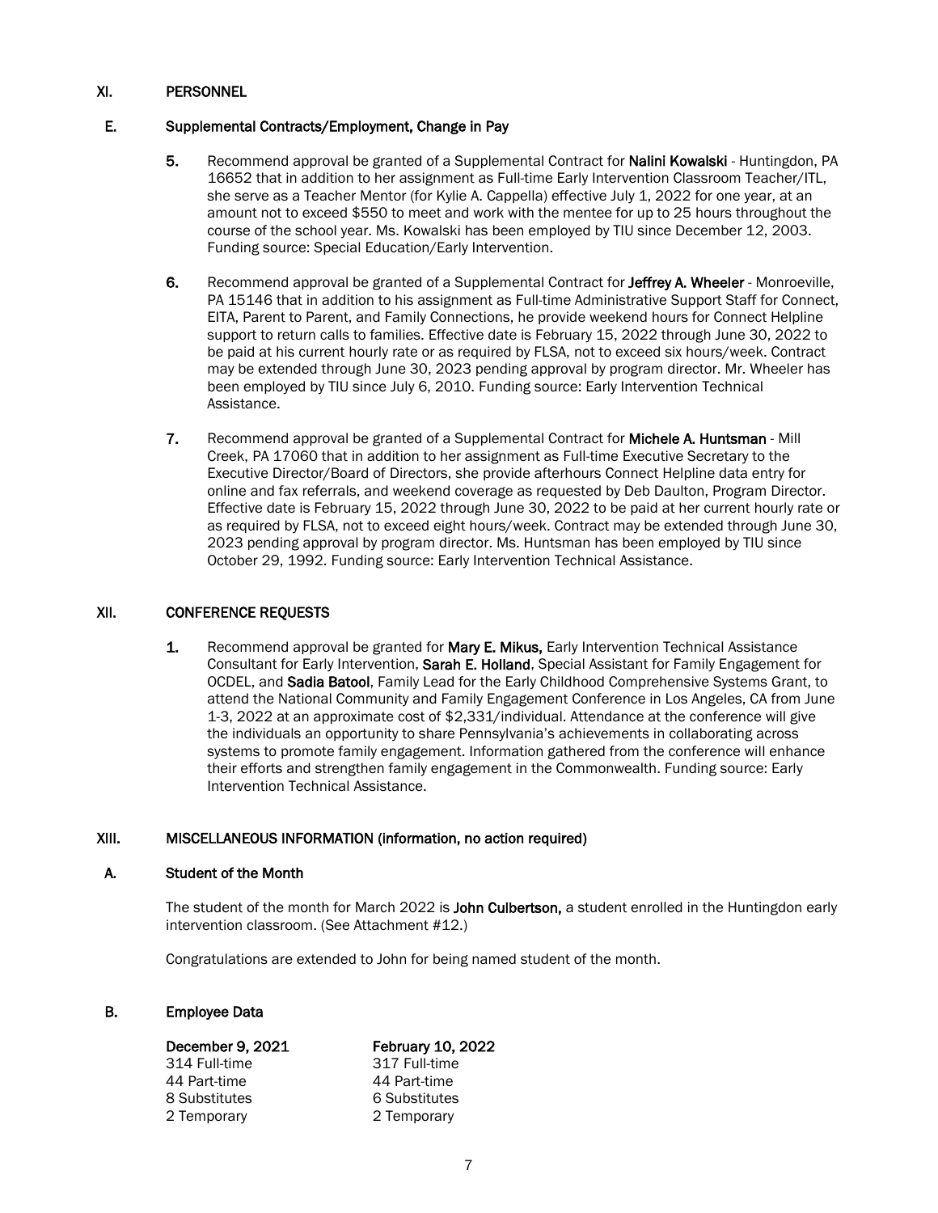## XI. PERSONNEL

### E. Supplemental Contracts/Employment, Change in Pay

5. Recommend approval be granted of a Supplemental Contract for **Nalini Kowalski** - Huntingdon, PA 16652 that in addition to her assignment as Full-time Early Intervention Classroom Teacher/ITL, she serve as a Teacher Mentor (for Kylie A. Cappella) effective July 1, 2022 for one year, at an amount not to exceed $550 to meet and work with the mentee for up to 25 hours throughout the course of the school year. Ms. Kowalski has been employed by TIU since December 12, 2003. Funding source: Special Education/Early Intervention.

6. Recommend approval be granted of a Supplemental Contract for **Jeffrey A. Wheeler** - Monroeville, PA 15146 that in addition to his assignment as Full-time Administrative Support Staff for Connect, EITA, Parent to Parent, and Family Connections, he provide weekend hours for Connect Helpline support to return calls to families. Effective date is February 15, 2022 through June 30, 2022 to be paid at his current hourly rate or as required by FLSA, not to exceed six hours/week. Contract may be extended through June 30, 2023 pending approval by program director. Mr. Wheeler has been employed by TIU since July 6, 2010. Funding source: Early Intervention Technical Assistance.

7. Recommend approval be granted of a Supplemental Contract for **Michele A. Huntsman** - Mill Creek, PA 17060 that in addition to her assignment as Full-time Executive Secretary to the Executive Director/Board of Directors, she provide afterhours Connect Helpline data entry for online and fax referrals, and weekend coverage as requested by Deb Daulton, Program Director. Effective date is February 15, 2022 through June 30, 2022 to be paid at her current hourly rate or as required by FLSA, not to exceed eight hours/week. Contract may be extended through June 30, 2023 pending approval by program director. Ms. Huntsman has been employed by TIU since October 29, 1992. Funding source: Early Intervention Technical Assistance.

## XII. CONFERENCE REQUESTS

1. Recommend approval be granted for **Mary E. Mikus,** Early Intervention Technical Assistance Consultant for Early Intervention, **Sarah E. Holland**, Special Assistant for Family Engagement for OCDEL, and **Sadia Batool**, Family Lead for the Early Childhood Comprehensive Systems Grant, to attend the National Community and Family Engagement Conference in Los Angeles, CA from June 1-3, 2022 at an approximate cost of $2,331/individual. Attendance at the conference will give the individuals an opportunity to share Pennsylvania's achievements in collaborating across systems to promote family engagement. Information gathered from the conference will enhance their efforts and strengthen family engagement in the Commonwealth. Funding source: Early Intervention Technical Assistance.

## XIII. MISCELLANEOUS INFORMATION (information, no action required)

### A. Student of the Month

The student of the month for March 2022 is **John Culbertson,** a student enrolled in the Huntingdon early intervention classroom. (See Attachment #12.)

Congratulations are extended to John for being named student of the month.

### B. Employee Data

| December 9, 2021 | February 10, 2022 |
|---|---|
| 314 Full-time | 317 Full-time |
| 44 Part-time | 44 Part-time |
| 8 Substitutes | 6 Substitutes |
| 2 Temporary | 2 Temporary |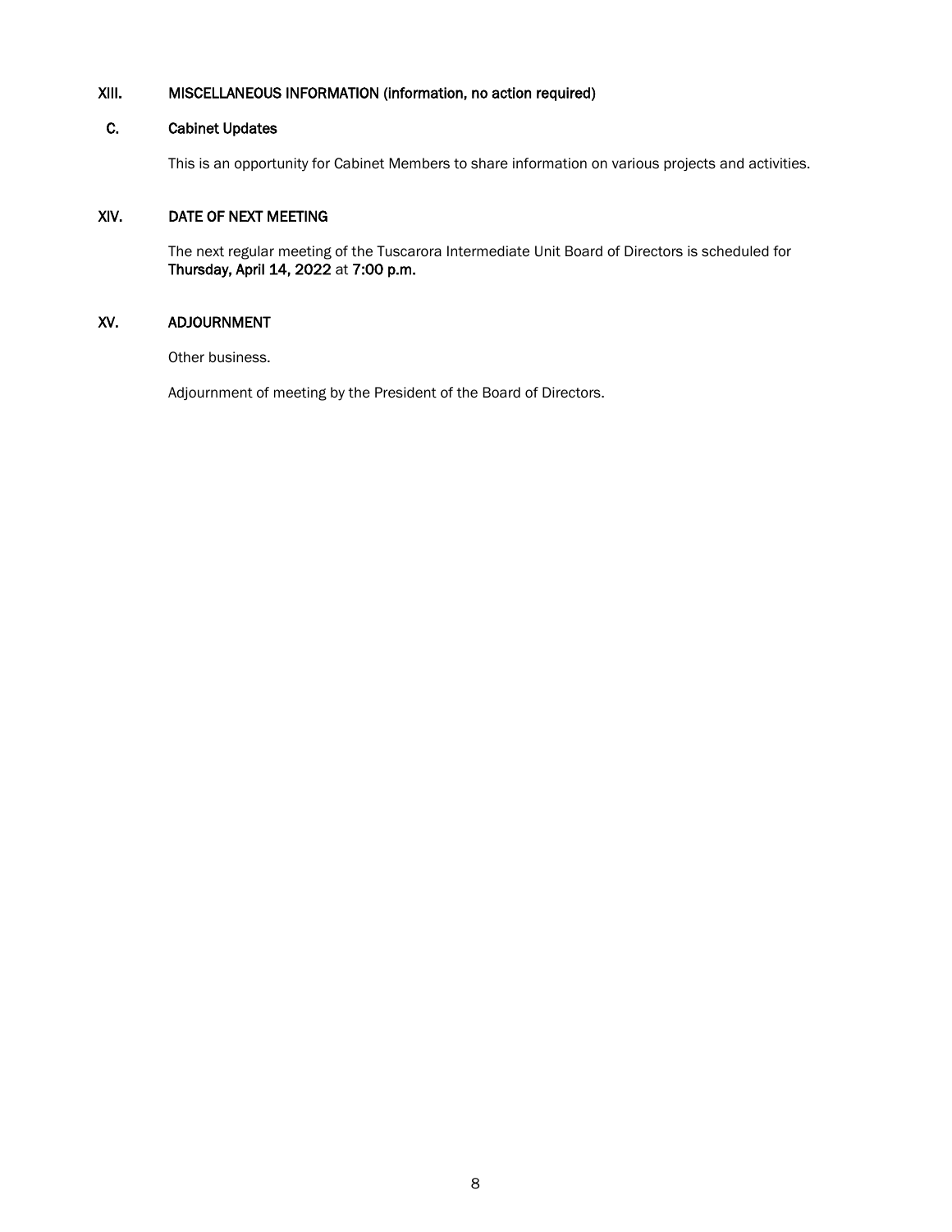## XIII. MISCELLANEOUS INFORMATION (information, no action required)

### C. Cabinet Updates

This is an opportunity for Cabinet Members to share information on various projects and activities.

## XIV. DATE OF NEXT MEETING

The next regular meeting of the Tuscarora Intermediate Unit Board of Directors is scheduled for **Thursday, April 14, 2022** at **7:00 p.m.**

## XV. ADJOURNMENT

Other business.

Adjournment of meeting by the President of the Board of Directors.